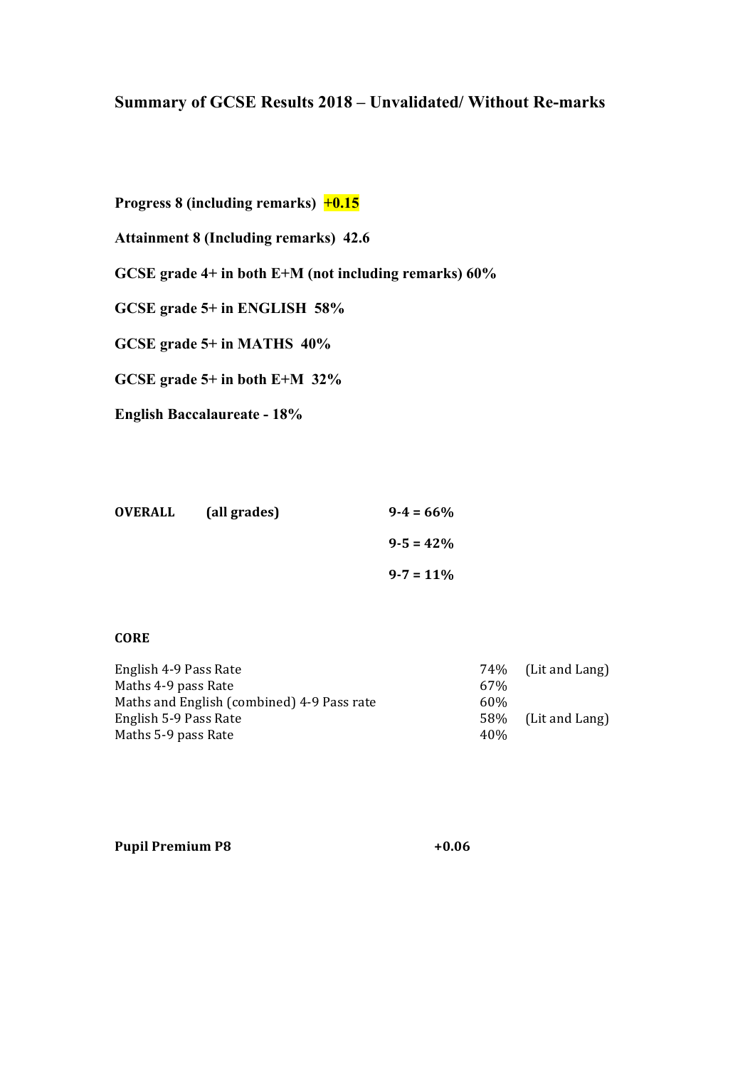## Summary of GCSE Results 2018 – Unvalidated/ Without Re-marks

**Progress 8 (including remarks) +0.15**

**Attainment 8 (Including remarks) 42.6**

**GCSE grade 4+ in both E+M (not including remarks) 60%**

**GCSE grade 5+ in ENGLISH 58%**

**GCSE grade 5+ in MATHS 40%**

**GCSE grade 5+ in both E+M 32%**

**English Baccalaureate - 18%**

| **OVERALL** | **(all grades)** | |
|---|---|---|
| | | **9-4 = 66%** |
| | | **9-5 = 42%** |
| | | **9-7 = 11%** |

**CORE**

| | | |
|---|---|---|
| English 4-9 Pass Rate | 74% | (Lit and Lang) |
| Maths 4-9 pass Rate | 67% | |
| Maths and English (combined) 4-9 Pass rate | 60% | |
| English 5-9 Pass Rate | 58% | (Lit and Lang) |
| Maths 5-9 pass Rate | 40% | |

**Pupil Premium P8** **+0.06**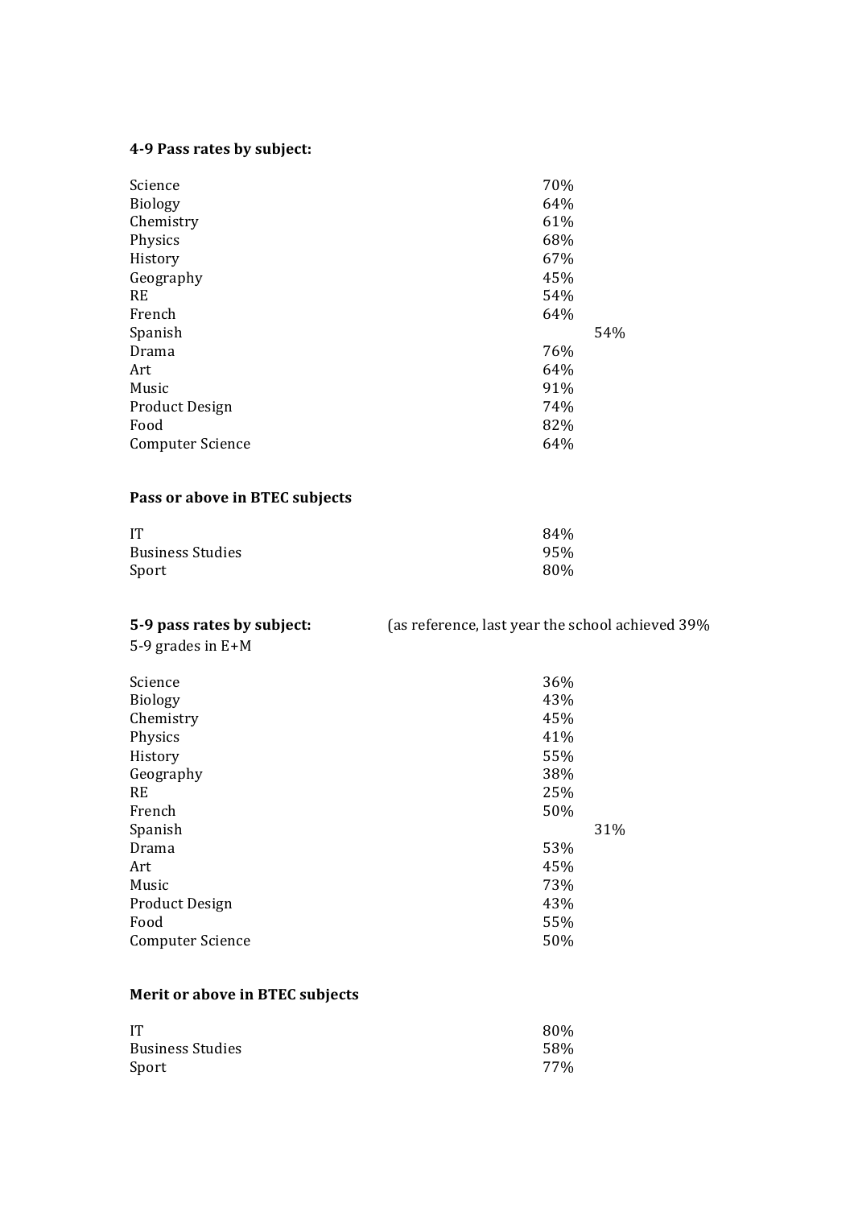**4-9 Pass rates by subject:**

| | |
|---|---|
| Science | 70% |
| Biology | 64% |
| Chemistry | 61% |
| Physics | 68% |
| History | 67% |
| Geography | 45% |
| RE | 54% |
| French | 64% |
| Spanish | 54% |
| Drama | 76% |
| Art | 64% |
| Music | 91% |
| Product Design | 74% |
| Food | 82% |
| Computer Science | 64% |

**Pass or above in BTEC subjects**

| | |
|---|---|
| IT | 84% |
| Business Studies | 95% |
| Sport | 80% |

**5-9 pass rates by subject:** (as reference, last year the school achieved 39% 5-9 grades in E+M

| | |
|---|---|
| Science | 36% |
| Biology | 43% |
| Chemistry | 45% |
| Physics | 41% |
| History | 55% |
| Geography | 38% |
| RE | 25% |
| French | 50% |
| Spanish | 31% |
| Drama | 53% |
| Art | 45% |
| Music | 73% |
| Product Design | 43% |
| Food | 55% |
| Computer Science | 50% |

**Merit or above in BTEC subjects**

| | |
|---|---|
| IT | 80% |
| Business Studies | 58% |
| Sport | 77% |